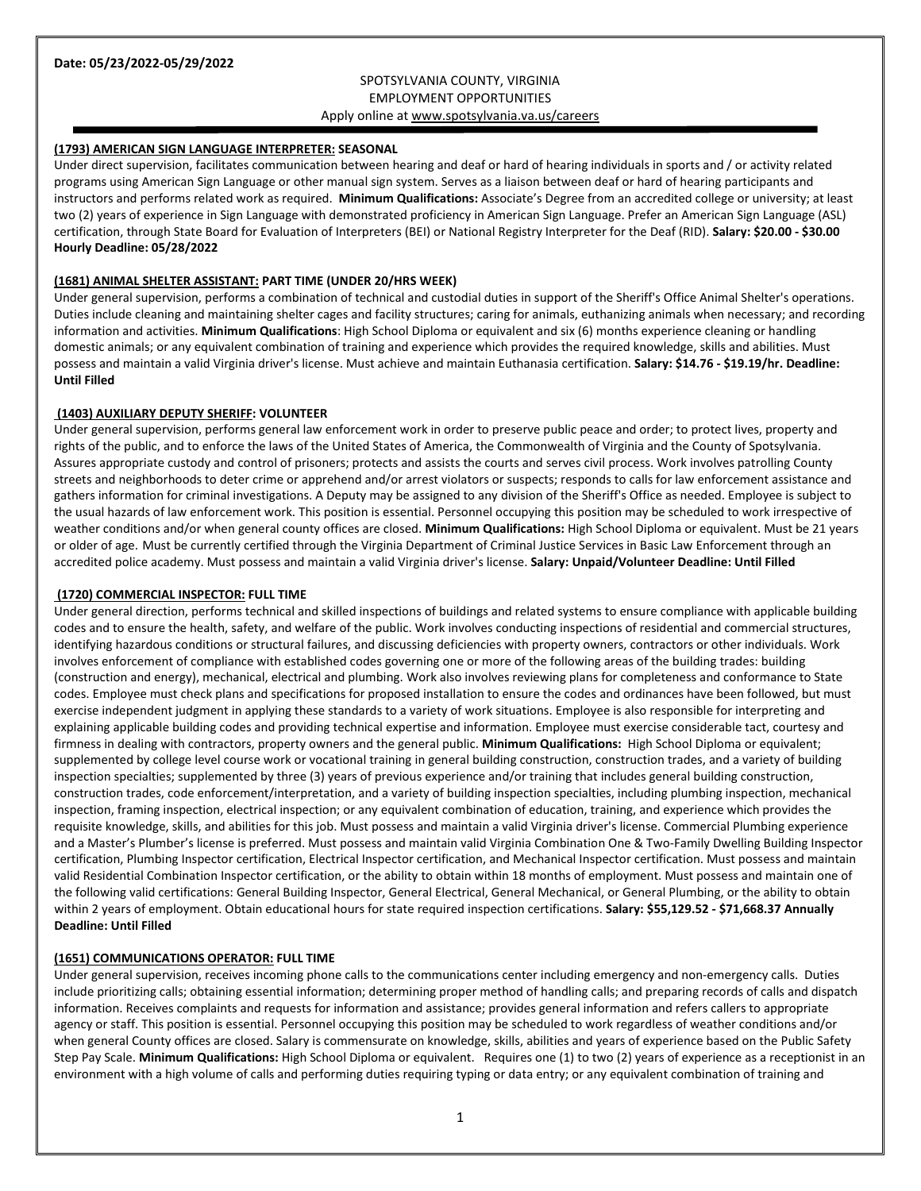**Date: 05/23/2022-05/29/2022**

SPOTSYLVANIA COUNTY, VIRGINIA
EMPLOYMENT OPPORTUNITIES
Apply online at www.spotsylvania.va.us/careers

**(1793) AMERICAN SIGN LANGUAGE INTERPRETER: SEASONAL**

Under direct supervision, facilitates communication between hearing and deaf or hard of hearing individuals in sports and / or activity related programs using American Sign Language or other manual sign system. Serves as a liaison between deaf or hard of hearing participants and instructors and performs related work as required. **Minimum Qualifications:** Associate's Degree from an accredited college or university; at least two (2) years of experience in Sign Language with demonstrated proficiency in American Sign Language. Prefer an American Sign Language (ASL) certification, through State Board for Evaluation of Interpreters (BEI) or National Registry Interpreter for the Deaf (RID). **Salary: $20.00 - $30.00 Hourly Deadline: 05/28/2022**

**(1681) ANIMAL SHELTER ASSISTANT: PART TIME (UNDER 20/HRS WEEK)**

Under general supervision, performs a combination of technical and custodial duties in support of the Sheriff's Office Animal Shelter's operations. Duties include cleaning and maintaining shelter cages and facility structures; caring for animals, euthanizing animals when necessary; and recording information and activities. **Minimum Qualifications**: High School Diploma or equivalent and six (6) months experience cleaning or handling domestic animals; or any equivalent combination of training and experience which provides the required knowledge, skills and abilities. Must possess and maintain a valid Virginia driver's license. Must achieve and maintain Euthanasia certification. **Salary: $14.76 - $19.19/hr. Deadline: Until Filled**

**(1403) AUXILIARY DEPUTY SHERIFF: VOLUNTEER**

Under general supervision, performs general law enforcement work in order to preserve public peace and order; to protect lives, property and rights of the public, and to enforce the laws of the United States of America, the Commonwealth of Virginia and the County of Spotsylvania. Assures appropriate custody and control of prisoners; protects and assists the courts and serves civil process. Work involves patrolling County streets and neighborhoods to deter crime or apprehend and/or arrest violators or suspects; responds to calls for law enforcement assistance and gathers information for criminal investigations. A Deputy may be assigned to any division of the Sheriff's Office as needed. Employee is subject to the usual hazards of law enforcement work. This position is essential. Personnel occupying this position may be scheduled to work irrespective of weather conditions and/or when general county offices are closed. **Minimum Qualifications:** High School Diploma or equivalent. Must be 21 years or older of age. Must be currently certified through the Virginia Department of Criminal Justice Services in Basic Law Enforcement through an accredited police academy. Must possess and maintain a valid Virginia driver's license. **Salary: Unpaid/Volunteer Deadline: Until Filled**

**(1720) COMMERCIAL INSPECTOR: FULL TIME**

Under general direction, performs technical and skilled inspections of buildings and related systems to ensure compliance with applicable building codes and to ensure the health, safety, and welfare of the public. Work involves conducting inspections of residential and commercial structures, identifying hazardous conditions or structural failures, and discussing deficiencies with property owners, contractors or other individuals. Work involves enforcement of compliance with established codes governing one or more of the following areas of the building trades: building (construction and energy), mechanical, electrical and plumbing. Work also involves reviewing plans for completeness and conformance to State codes. Employee must check plans and specifications for proposed installation to ensure the codes and ordinances have been followed, but must exercise independent judgment in applying these standards to a variety of work situations. Employee is also responsible for interpreting and explaining applicable building codes and providing technical expertise and information. Employee must exercise considerable tact, courtesy and firmness in dealing with contractors, property owners and the general public. **Minimum Qualifications:** High School Diploma or equivalent; supplemented by college level course work or vocational training in general building construction, construction trades, and a variety of building inspection specialties; supplemented by three (3) years of previous experience and/or training that includes general building construction, construction trades, code enforcement/interpretation, and a variety of building inspection specialties, including plumbing inspection, mechanical inspection, framing inspection, electrical inspection; or any equivalent combination of education, training, and experience which provides the requisite knowledge, skills, and abilities for this job. Must possess and maintain a valid Virginia driver's license. Commercial Plumbing experience and a Master's Plumber's license is preferred. Must possess and maintain valid Virginia Combination One & Two-Family Dwelling Building Inspector certification, Plumbing Inspector certification, Electrical Inspector certification, and Mechanical Inspector certification. Must possess and maintain valid Residential Combination Inspector certification, or the ability to obtain within 18 months of employment. Must possess and maintain one of the following valid certifications: General Building Inspector, General Electrical, General Mechanical, or General Plumbing, or the ability to obtain within 2 years of employment. Obtain educational hours for state required inspection certifications. **Salary: $55,129.52 - $71,668.37 Annually Deadline: Until Filled**

**(1651) COMMUNICATIONS OPERATOR: FULL TIME**

Under general supervision, receives incoming phone calls to the communications center including emergency and non-emergency calls. Duties include prioritizing calls; obtaining essential information; determining proper method of handling calls; and preparing records of calls and dispatch information. Receives complaints and requests for information and assistance; provides general information and refers callers to appropriate agency or staff. This position is essential. Personnel occupying this position may be scheduled to work regardless of weather conditions and/or when general County offices are closed. Salary is commensurate on knowledge, skills, abilities and years of experience based on the Public Safety Step Pay Scale. **Minimum Qualifications:** High School Diploma or equivalent. Requires one (1) to two (2) years of experience as a receptionist in an environment with a high volume of calls and performing duties requiring typing or data entry; or any equivalent combination of training and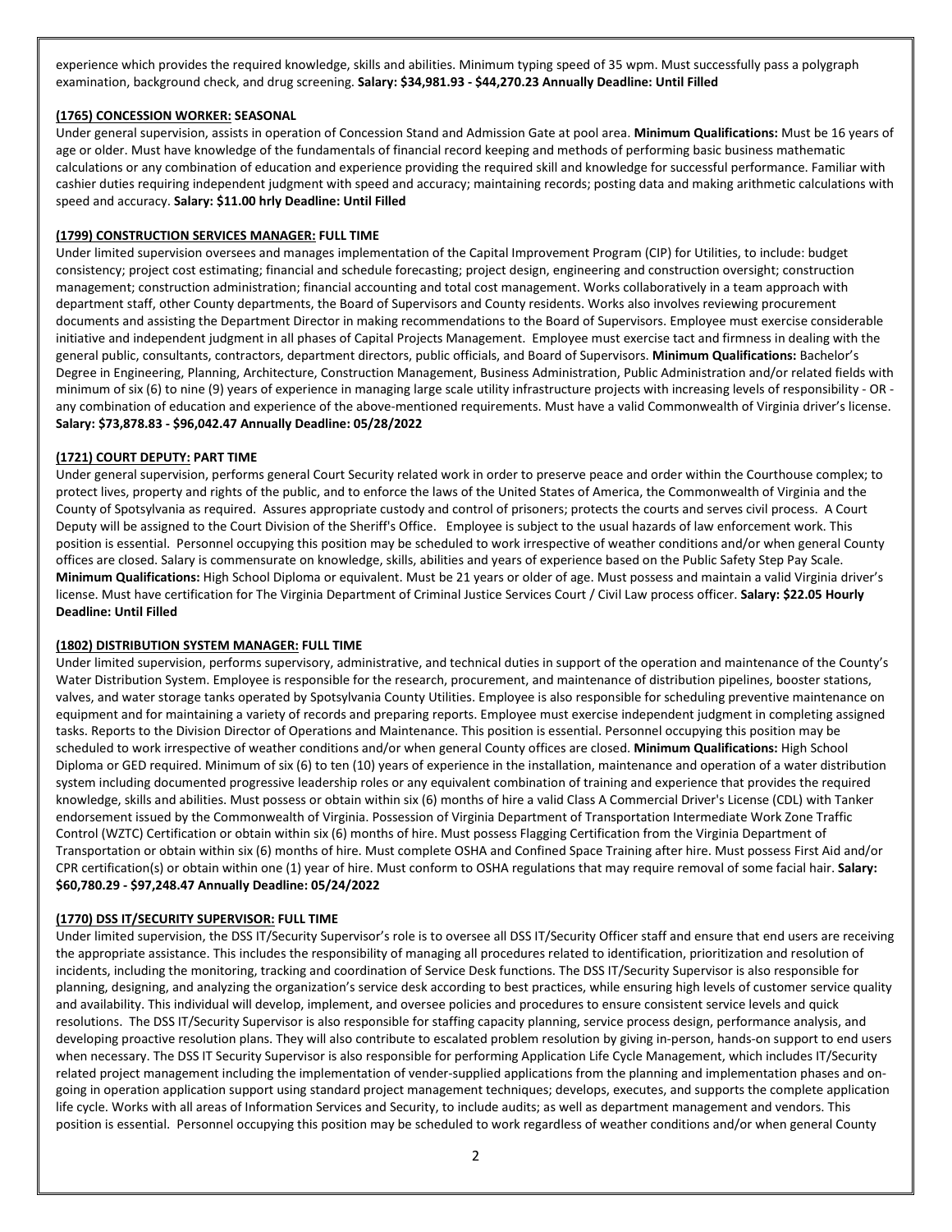experience which provides the required knowledge, skills and abilities. Minimum typing speed of 35 wpm. Must successfully pass a polygraph examination, background check, and drug screening. **Salary: $34,981.93 - $44,270.23 Annually Deadline: Until Filled**

**(1765) CONCESSION WORKER: SEASONAL**

Under general supervision, assists in operation of Concession Stand and Admission Gate at pool area. **Minimum Qualifications:** Must be 16 years of age or older. Must have knowledge of the fundamentals of financial record keeping and methods of performing basic business mathematic calculations or any combination of education and experience providing the required skill and knowledge for successful performance. Familiar with cashier duties requiring independent judgment with speed and accuracy; maintaining records; posting data and making arithmetic calculations with speed and accuracy. **Salary: $11.00 hrly Deadline: Until Filled**

**(1799) CONSTRUCTION SERVICES MANAGER: FULL TIME**

Under limited supervision oversees and manages implementation of the Capital Improvement Program (CIP) for Utilities, to include: budget consistency; project cost estimating; financial and schedule forecasting; project design, engineering and construction oversight; construction management; construction administration; financial accounting and total cost management. Works collaboratively in a team approach with department staff, other County departments, the Board of Supervisors and County residents. Works also involves reviewing procurement documents and assisting the Department Director in making recommendations to the Board of Supervisors. Employee must exercise considerable initiative and independent judgment in all phases of Capital Projects Management. Employee must exercise tact and firmness in dealing with the general public, consultants, contractors, department directors, public officials, and Board of Supervisors. **Minimum Qualifications:** Bachelor's Degree in Engineering, Planning, Architecture, Construction Management, Business Administration, Public Administration and/or related fields with minimum of six (6) to nine (9) years of experience in managing large scale utility infrastructure projects with increasing levels of responsibility - OR - any combination of education and experience of the above-mentioned requirements. Must have a valid Commonwealth of Virginia driver's license. **Salary: $73,878.83 - $96,042.47 Annually Deadline: 05/28/2022**

**(1721) COURT DEPUTY: PART TIME**

Under general supervision, performs general Court Security related work in order to preserve peace and order within the Courthouse complex; to protect lives, property and rights of the public, and to enforce the laws of the United States of America, the Commonwealth of Virginia and the County of Spotsylvania as required. Assures appropriate custody and control of prisoners; protects the courts and serves civil process. A Court Deputy will be assigned to the Court Division of the Sheriff's Office. Employee is subject to the usual hazards of law enforcement work. This position is essential. Personnel occupying this position may be scheduled to work irrespective of weather conditions and/or when general County offices are closed. Salary is commensurate on knowledge, skills, abilities and years of experience based on the Public Safety Step Pay Scale. **Minimum Qualifications:** High School Diploma or equivalent. Must be 21 years or older of age. Must possess and maintain a valid Virginia driver's license. Must have certification for The Virginia Department of Criminal Justice Services Court / Civil Law process officer. **Salary: $22.05 Hourly Deadline: Until Filled**

**(1802) DISTRIBUTION SYSTEM MANAGER: FULL TIME**

Under limited supervision, performs supervisory, administrative, and technical duties in support of the operation and maintenance of the County's Water Distribution System. Employee is responsible for the research, procurement, and maintenance of distribution pipelines, booster stations, valves, and water storage tanks operated by Spotsylvania County Utilities. Employee is also responsible for scheduling preventive maintenance on equipment and for maintaining a variety of records and preparing reports. Employee must exercise independent judgment in completing assigned tasks. Reports to the Division Director of Operations and Maintenance. This position is essential. Personnel occupying this position may be scheduled to work irrespective of weather conditions and/or when general County offices are closed. **Minimum Qualifications:** High School Diploma or GED required. Minimum of six (6) to ten (10) years of experience in the installation, maintenance and operation of a water distribution system including documented progressive leadership roles or any equivalent combination of training and experience that provides the required knowledge, skills and abilities. Must possess or obtain within six (6) months of hire a valid Class A Commercial Driver's License (CDL) with Tanker endorsement issued by the Commonwealth of Virginia. Possession of Virginia Department of Transportation Intermediate Work Zone Traffic Control (WZTC) Certification or obtain within six (6) months of hire. Must possess Flagging Certification from the Virginia Department of Transportation or obtain within six (6) months of hire. Must complete OSHA and Confined Space Training after hire. Must possess First Aid and/or CPR certification(s) or obtain within one (1) year of hire. Must conform to OSHA regulations that may require removal of some facial hair. **Salary: $60,780.29 - $97,248.47 Annually Deadline: 05/24/2022**

**(1770) DSS IT/SECURITY SUPERVISOR: FULL TIME**

Under limited supervision, the DSS IT/Security Supervisor's role is to oversee all DSS IT/Security Officer staff and ensure that end users are receiving the appropriate assistance. This includes the responsibility of managing all procedures related to identification, prioritization and resolution of incidents, including the monitoring, tracking and coordination of Service Desk functions. The DSS IT/Security Supervisor is also responsible for planning, designing, and analyzing the organization's service desk according to best practices, while ensuring high levels of customer service quality and availability. This individual will develop, implement, and oversee policies and procedures to ensure consistent service levels and quick resolutions. The DSS IT/Security Supervisor is also responsible for staffing capacity planning, service process design, performance analysis, and developing proactive resolution plans. They will also contribute to escalated problem resolution by giving in-person, hands-on support to end users when necessary. The DSS IT Security Supervisor is also responsible for performing Application Life Cycle Management, which includes IT/Security related project management including the implementation of vender-supplied applications from the planning and implementation phases and on-going in operation application support using standard project management techniques; develops, executes, and supports the complete application life cycle. Works with all areas of Information Services and Security, to include audits; as well as department management and vendors. This position is essential. Personnel occupying this position may be scheduled to work regardless of weather conditions and/or when general County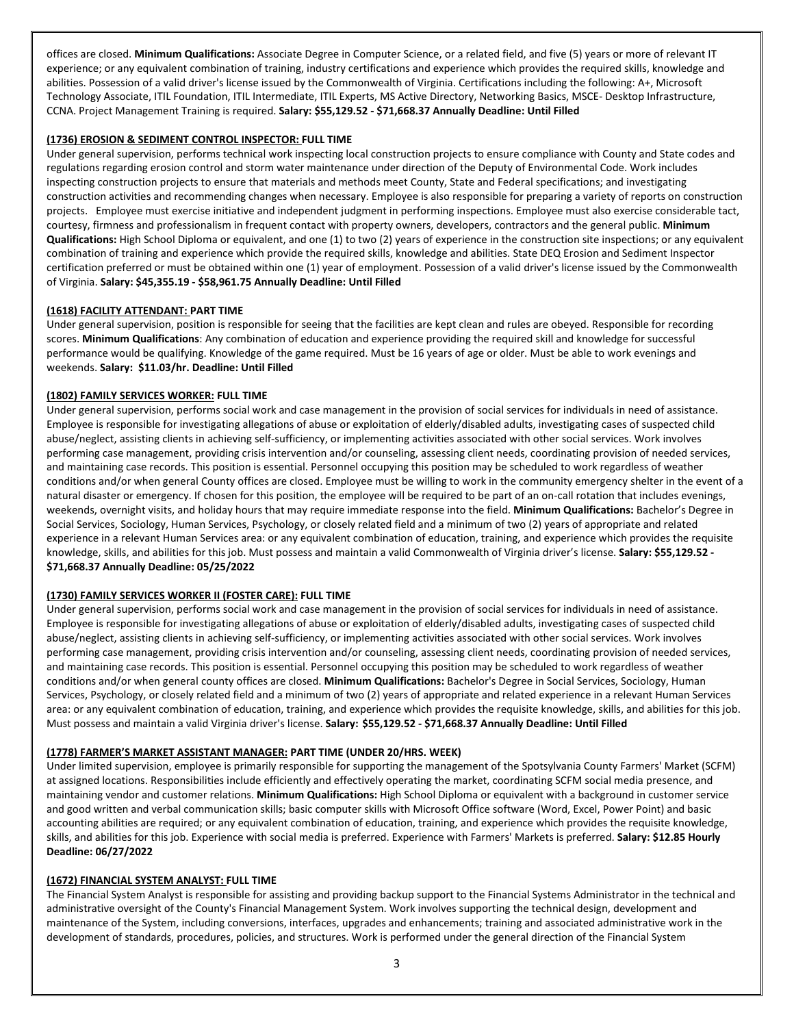offices are closed. **Minimum Qualifications:** Associate Degree in Computer Science, or a related field, and five (5) years or more of relevant IT experience; or any equivalent combination of training, industry certifications and experience which provides the required skills, knowledge and abilities. Possession of a valid driver's license issued by the Commonwealth of Virginia. Certifications including the following: A+, Microsoft Technology Associate, ITIL Foundation, ITIL Intermediate, ITIL Experts, MS Active Directory, Networking Basics, MSCE- Desktop Infrastructure, CCNA. Project Management Training is required. **Salary: $55,129.52 - $71,668.37 Annually Deadline: Until Filled**

**(1736) EROSION & SEDIMENT CONTROL INSPECTOR: FULL TIME**

Under general supervision, performs technical work inspecting local construction projects to ensure compliance with County and State codes and regulations regarding erosion control and storm water maintenance under direction of the Deputy of Environmental Code. Work includes inspecting construction projects to ensure that materials and methods meet County, State and Federal specifications; and investigating construction activities and recommending changes when necessary. Employee is also responsible for preparing a variety of reports on construction projects. Employee must exercise initiative and independent judgment in performing inspections. Employee must also exercise considerable tact, courtesy, firmness and professionalism in frequent contact with property owners, developers, contractors and the general public. **Minimum Qualifications:** High School Diploma or equivalent, and one (1) to two (2) years of experience in the construction site inspections; or any equivalent combination of training and experience which provide the required skills, knowledge and abilities. State DEQ Erosion and Sediment Inspector certification preferred or must be obtained within one (1) year of employment. Possession of a valid driver's license issued by the Commonwealth of Virginia. **Salary: $45,355.19 - $58,961.75 Annually Deadline: Until Filled**

**(1618) FACILITY ATTENDANT: PART TIME**

Under general supervision, position is responsible for seeing that the facilities are kept clean and rules are obeyed. Responsible for recording scores. **Minimum Qualifications**: Any combination of education and experience providing the required skill and knowledge for successful performance would be qualifying. Knowledge of the game required. Must be 16 years of age or older. Must be able to work evenings and weekends. **Salary: $11.03/hr. Deadline: Until Filled**

**(1802) FAMILY SERVICES WORKER: FULL TIME**

Under general supervision, performs social work and case management in the provision of social services for individuals in need of assistance. Employee is responsible for investigating allegations of abuse or exploitation of elderly/disabled adults, investigating cases of suspected child abuse/neglect, assisting clients in achieving self-sufficiency, or implementing activities associated with other social services. Work involves performing case management, providing crisis intervention and/or counseling, assessing client needs, coordinating provision of needed services, and maintaining case records. This position is essential. Personnel occupying this position may be scheduled to work regardless of weather conditions and/or when general County offices are closed. Employee must be willing to work in the community emergency shelter in the event of a natural disaster or emergency. If chosen for this position, the employee will be required to be part of an on-call rotation that includes evenings, weekends, overnight visits, and holiday hours that may require immediate response into the field. **Minimum Qualifications:** Bachelor's Degree in Social Services, Sociology, Human Services, Psychology, or closely related field and a minimum of two (2) years of appropriate and related experience in a relevant Human Services area: or any equivalent combination of education, training, and experience which provides the requisite knowledge, skills, and abilities for this job. Must possess and maintain a valid Commonwealth of Virginia driver's license. **Salary: $55,129.52 - $71,668.37 Annually Deadline: 05/25/2022**

**(1730) FAMILY SERVICES WORKER II (FOSTER CARE): FULL TIME**

Under general supervision, performs social work and case management in the provision of social services for individuals in need of assistance. Employee is responsible for investigating allegations of abuse or exploitation of elderly/disabled adults, investigating cases of suspected child abuse/neglect, assisting clients in achieving self-sufficiency, or implementing activities associated with other social services. Work involves performing case management, providing crisis intervention and/or counseling, assessing client needs, coordinating provision of needed services, and maintaining case records. This position is essential. Personnel occupying this position may be scheduled to work regardless of weather conditions and/or when general county offices are closed. **Minimum Qualifications:** Bachelor's Degree in Social Services, Sociology, Human Services, Psychology, or closely related field and a minimum of two (2) years of appropriate and related experience in a relevant Human Services area: or any equivalent combination of education, training, and experience which provides the requisite knowledge, skills, and abilities for this job. Must possess and maintain a valid Virginia driver's license. **Salary: $55,129.52 - $71,668.37 Annually Deadline: Until Filled**

**(1778) FARMER'S MARKET ASSISTANT MANAGER: PART TIME (UNDER 20/HRS. WEEK)**

Under limited supervision, employee is primarily responsible for supporting the management of the Spotsylvania County Farmers' Market (SCFM) at assigned locations. Responsibilities include efficiently and effectively operating the market, coordinating SCFM social media presence, and maintaining vendor and customer relations. **Minimum Qualifications:** High School Diploma or equivalent with a background in customer service and good written and verbal communication skills; basic computer skills with Microsoft Office software (Word, Excel, Power Point) and basic accounting abilities are required; or any equivalent combination of education, training, and experience which provides the requisite knowledge, skills, and abilities for this job. Experience with social media is preferred. Experience with Farmers' Markets is preferred. **Salary: $12.85 Hourly Deadline: 06/27/2022**

**(1672) FINANCIAL SYSTEM ANALYST: FULL TIME**

The Financial System Analyst is responsible for assisting and providing backup support to the Financial Systems Administrator in the technical and administrative oversight of the County's Financial Management System. Work involves supporting the technical design, development and maintenance of the System, including conversions, interfaces, upgrades and enhancements; training and associated administrative work in the development of standards, procedures, policies, and structures. Work is performed under the general direction of the Financial System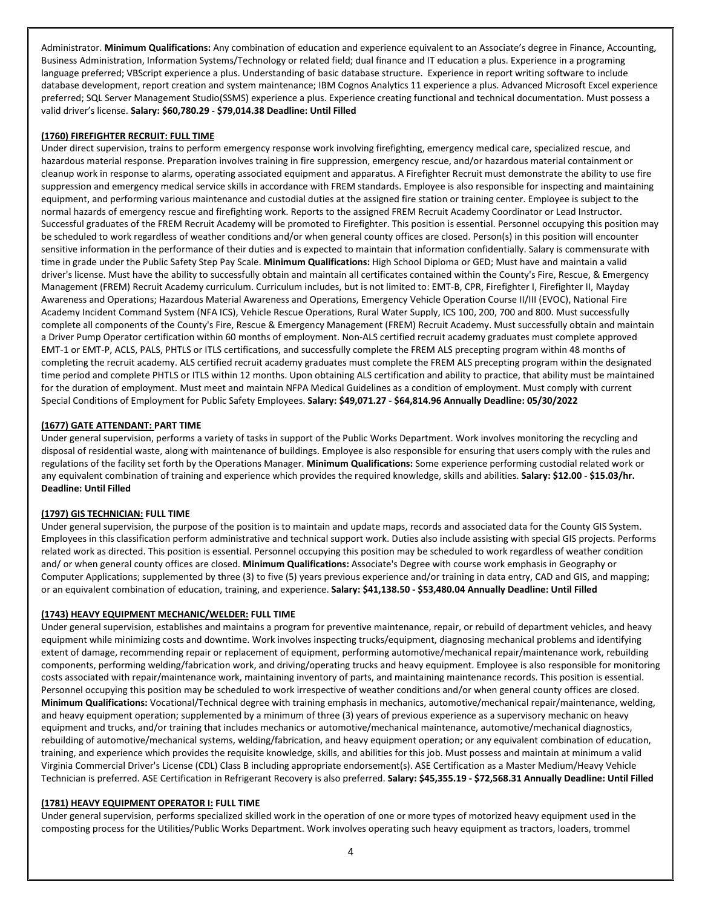Administrator. **Minimum Qualifications:** Any combination of education and experience equivalent to an Associate's degree in Finance, Accounting, Business Administration, Information Systems/Technology or related field; dual finance and IT education a plus. Experience in a programing language preferred; VBScript experience a plus. Understanding of basic database structure. Experience in report writing software to include database development, report creation and system maintenance; IBM Cognos Analytics 11 experience a plus. Advanced Microsoft Excel experience preferred; SQL Server Management Studio(SSMS) experience a plus. Experience creating functional and technical documentation. Must possess a valid driver's license. **Salary: $60,780.29 - $79,014.38 Deadline: Until Filled**

**(1760) FIREFIGHTER RECRUIT: FULL TIME**

Under direct supervision, trains to perform emergency response work involving firefighting, emergency medical care, specialized rescue, and hazardous material response. Preparation involves training in fire suppression, emergency rescue, and/or hazardous material containment or cleanup work in response to alarms, operating associated equipment and apparatus. A Firefighter Recruit must demonstrate the ability to use fire suppression and emergency medical service skills in accordance with FREM standards. Employee is also responsible for inspecting and maintaining equipment, and performing various maintenance and custodial duties at the assigned fire station or training center. Employee is subject to the normal hazards of emergency rescue and firefighting work. Reports to the assigned FREM Recruit Academy Coordinator or Lead Instructor. Successful graduates of the FREM Recruit Academy will be promoted to Firefighter. This position is essential. Personnel occupying this position may be scheduled to work regardless of weather conditions and/or when general county offices are closed. Person(s) in this position will encounter sensitive information in the performance of their duties and is expected to maintain that information confidentially. Salary is commensurate with time in grade under the Public Safety Step Pay Scale. **Minimum Qualifications:** High School Diploma or GED; Must have and maintain a valid driver's license. Must have the ability to successfully obtain and maintain all certificates contained within the County's Fire, Rescue, & Emergency Management (FREM) Recruit Academy curriculum. Curriculum includes, but is not limited to: EMT-B, CPR, Firefighter I, Firefighter II, Mayday Awareness and Operations; Hazardous Material Awareness and Operations, Emergency Vehicle Operation Course II/III (EVOC), National Fire Academy Incident Command System (NFA ICS), Vehicle Rescue Operations, Rural Water Supply, ICS 100, 200, 700 and 800. Must successfully complete all components of the County's Fire, Rescue & Emergency Management (FREM) Recruit Academy. Must successfully obtain and maintain a Driver Pump Operator certification within 60 months of employment. Non-ALS certified recruit academy graduates must complete approved EMT-1 or EMT-P, ACLS, PALS, PHTLS or ITLS certifications, and successfully complete the FREM ALS precepting program within 48 months of completing the recruit academy. ALS certified recruit academy graduates must complete the FREM ALS precepting program within the designated time period and complete PHTLS or ITLS within 12 months. Upon obtaining ALS certification and ability to practice, that ability must be maintained for the duration of employment. Must meet and maintain NFPA Medical Guidelines as a condition of employment. Must comply with current Special Conditions of Employment for Public Safety Employees. **Salary: $49,071.27 - $64,814.96 Annually Deadline: 05/30/2022**

**(1677) GATE ATTENDANT: PART TIME**

Under general supervision, performs a variety of tasks in support of the Public Works Department. Work involves monitoring the recycling and disposal of residential waste, along with maintenance of buildings. Employee is also responsible for ensuring that users comply with the rules and regulations of the facility set forth by the Operations Manager. **Minimum Qualifications:** Some experience performing custodial related work or any equivalent combination of training and experience which provides the required knowledge, skills and abilities. **Salary: $12.00 - $15.03/hr. Deadline: Until Filled**

**(1797) GIS TECHNICIAN: FULL TIME**

Under general supervision, the purpose of the position is to maintain and update maps, records and associated data for the County GIS System. Employees in this classification perform administrative and technical support work. Duties also include assisting with special GIS projects. Performs related work as directed. This position is essential. Personnel occupying this position may be scheduled to work regardless of weather condition and/ or when general county offices are closed. **Minimum Qualifications:** Associate's Degree with course work emphasis in Geography or Computer Applications; supplemented by three (3) to five (5) years previous experience and/or training in data entry, CAD and GIS, and mapping; or an equivalent combination of education, training, and experience. **Salary: $41,138.50 - $53,480.04 Annually Deadline: Until Filled**

**(1743) HEAVY EQUIPMENT MECHANIC/WELDER: FULL TIME**

Under general supervision, establishes and maintains a program for preventive maintenance, repair, or rebuild of department vehicles, and heavy equipment while minimizing costs and downtime. Work involves inspecting trucks/equipment, diagnosing mechanical problems and identifying extent of damage, recommending repair or replacement of equipment, performing automotive/mechanical repair/maintenance work, rebuilding components, performing welding/fabrication work, and driving/operating trucks and heavy equipment. Employee is also responsible for monitoring costs associated with repair/maintenance work, maintaining inventory of parts, and maintaining maintenance records. This position is essential. Personnel occupying this position may be scheduled to work irrespective of weather conditions and/or when general county offices are closed. **Minimum Qualifications:** Vocational/Technical degree with training emphasis in mechanics, automotive/mechanical repair/maintenance, welding, and heavy equipment operation; supplemented by a minimum of three (3) years of previous experience as a supervisory mechanic on heavy equipment and trucks, and/or training that includes mechanics or automotive/mechanical maintenance, automotive/mechanical diagnostics, rebuilding of automotive/mechanical systems, welding/fabrication, and heavy equipment operation; or any equivalent combination of education, training, and experience which provides the requisite knowledge, skills, and abilities for this job. Must possess and maintain at minimum a valid Virginia Commercial Driver's License (CDL) Class B including appropriate endorsement(s). ASE Certification as a Master Medium/Heavy Vehicle Technician is preferred. ASE Certification in Refrigerant Recovery is also preferred. **Salary: $45,355.19 - $72,568.31 Annually Deadline: Until Filled**

**(1781) HEAVY EQUIPMENT OPERATOR I: FULL TIME**

Under general supervision, performs specialized skilled work in the operation of one or more types of motorized heavy equipment used in the composting process for the Utilities/Public Works Department. Work involves operating such heavy equipment as tractors, loaders, trommel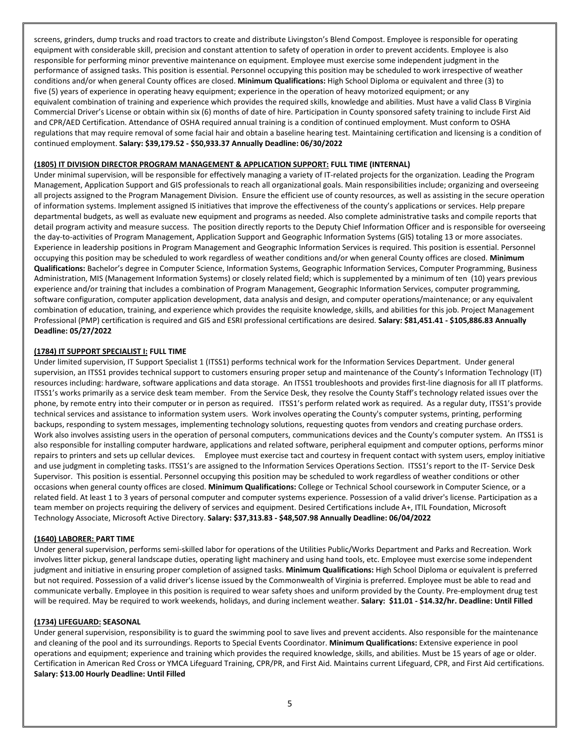screens, grinders, dump trucks and road tractors to create and distribute Livingston's Blend Compost. Employee is responsible for operating equipment with considerable skill, precision and constant attention to safety of operation in order to prevent accidents. Employee is also responsible for performing minor preventive maintenance on equipment. Employee must exercise some independent judgment in the performance of assigned tasks. This position is essential. Personnel occupying this position may be scheduled to work irrespective of weather conditions and/or when general County offices are closed. **Minimum Qualifications:** High School Diploma or equivalent and three (3) to five (5) years of experience in operating heavy equipment; experience in the operation of heavy motorized equipment; or any equivalent combination of training and experience which provides the required skills, knowledge and abilities. Must have a valid Class B Virginia Commercial Driver's License or obtain within six (6) months of date of hire. Participation in County sponsored safety training to include First Aid and CPR/AED Certification. Attendance of OSHA required annual training is a condition of continued employment. Must conform to OSHA regulations that may require removal of some facial hair and obtain a baseline hearing test. Maintaining certification and licensing is a condition of continued employment. **Salary: $39,179.52 - $50,933.37 Annually Deadline: 06/30/2022**

**(1805) IT DIVISION DIRECTOR PROGRAM MANAGEMENT & APPLICATION SUPPORT: FULL TIME (INTERNAL)**

Under minimal supervision, will be responsible for effectively managing a variety of IT-related projects for the organization. Leading the Program Management, Application Support and GIS professionals to reach all organizational goals. Main responsibilities include; organizing and overseeing all projects assigned to the Program Management Division. Ensure the efficient use of county resources, as well as assisting in the secure operation of information systems. Implement assigned IS initiatives that improve the effectiveness of the county's applications or services. Help prepare departmental budgets, as well as evaluate new equipment and programs as needed. Also complete administrative tasks and compile reports that detail program activity and measure success. The position directly reports to the Deputy Chief Information Officer and is responsible for overseeing the day-to-activities of Program Management, Application Support and Geographic Information Systems (GIS) totaling 13 or more associates. Experience in leadership positions in Program Management and Geographic Information Services is required. This position is essential. Personnel occupying this position may be scheduled to work regardless of weather conditions and/or when general County offices are closed. **Minimum Qualifications:** Bachelor's degree in Computer Science, Information Systems, Geographic Information Services, Computer Programming, Business Administration, MIS (Management Information Systems) or closely related field; which is supplemented by a minimum of ten (10) years previous experience and/or training that includes a combination of Program Management, Geographic Information Services, computer programming, software configuration, computer application development, data analysis and design, and computer operations/maintenance; or any equivalent combination of education, training, and experience which provides the requisite knowledge, skills, and abilities for this job. Project Management Professional (PMP) certification is required and GIS and ESRI professional certifications are desired. **Salary: $81,451.41 - $105,886.83 Annually Deadline: 05/27/2022**

**(1784) IT SUPPORT SPECIALIST I: FULL TIME**

Under limited supervision, IT Support Specialist 1 (ITSS1) performs technical work for the Information Services Department. Under general supervision, an ITSS1 provides technical support to customers ensuring proper setup and maintenance of the County's Information Technology (IT) resources including: hardware, software applications and data storage. An ITSS1 troubleshoots and provides first-line diagnosis for all IT platforms. ITSS1's works primarily as a service desk team member. From the Service Desk, they resolve the County Staff's technology related issues over the phone, by remote entry into their computer or in person as required. ITSS1's perform related work as required. As a regular duty, ITSS1's provide technical services and assistance to information system users. Work involves operating the County's computer systems, printing, performing backups, responding to system messages, implementing technology solutions, requesting quotes from vendors and creating purchase orders. Work also involves assisting users in the operation of personal computers, communications devices and the County's computer system. An ITSS1 is also responsible for installing computer hardware, applications and related software, peripheral equipment and computer options, performs minor repairs to printers and sets up cellular devices. Employee must exercise tact and courtesy in frequent contact with system users, employ initiative and use judgment in completing tasks. ITSS1's are assigned to the Information Services Operations Section. ITSS1's report to the IT- Service Desk Supervisor. This position is essential. Personnel occupying this position may be scheduled to work regardless of weather conditions or other occasions when general county offices are closed. **Minimum Qualifications:** College or Technical School coursework in Computer Science, or a related field. At least 1 to 3 years of personal computer and computer systems experience. Possession of a valid driver's license. Participation as a team member on projects requiring the delivery of services and equipment. Desired Certifications include A+, ITIL Foundation, Microsoft Technology Associate, Microsoft Active Directory. **Salary: $37,313.83 - $48,507.98 Annually Deadline: 06/04/2022**

**(1640) LABORER: PART TIME**

Under general supervision, performs semi-skilled labor for operations of the Utilities Public/Works Department and Parks and Recreation. Work involves litter pickup, general landscape duties, operating light machinery and using hand tools, etc. Employee must exercise some independent judgment and initiative in ensuring proper completion of assigned tasks. **Minimum Qualifications:** High School Diploma or equivalent is preferred but not required. Possession of a valid driver's license issued by the Commonwealth of Virginia is preferred. Employee must be able to read and communicate verbally. Employee in this position is required to wear safety shoes and uniform provided by the County. Pre-employment drug test will be required. May be required to work weekends, holidays, and during inclement weather. **Salary: $11.01 - $14.32/hr. Deadline: Until Filled**

**(1734) LIFEGUARD: SEASONAL**

Under general supervision, responsibility is to guard the swimming pool to save lives and prevent accidents. Also responsible for the maintenance and cleaning of the pool and its surroundings. Reports to Special Events Coordinator. **Minimum Qualifications:** Extensive experience in pool operations and equipment; experience and training which provides the required knowledge, skills, and abilities. Must be 15 years of age or older. Certification in American Red Cross or YMCA Lifeguard Training, CPR/PR, and First Aid. Maintains current Lifeguard, CPR, and First Aid certifications. **Salary: $13.00 Hourly Deadline: Until Filled**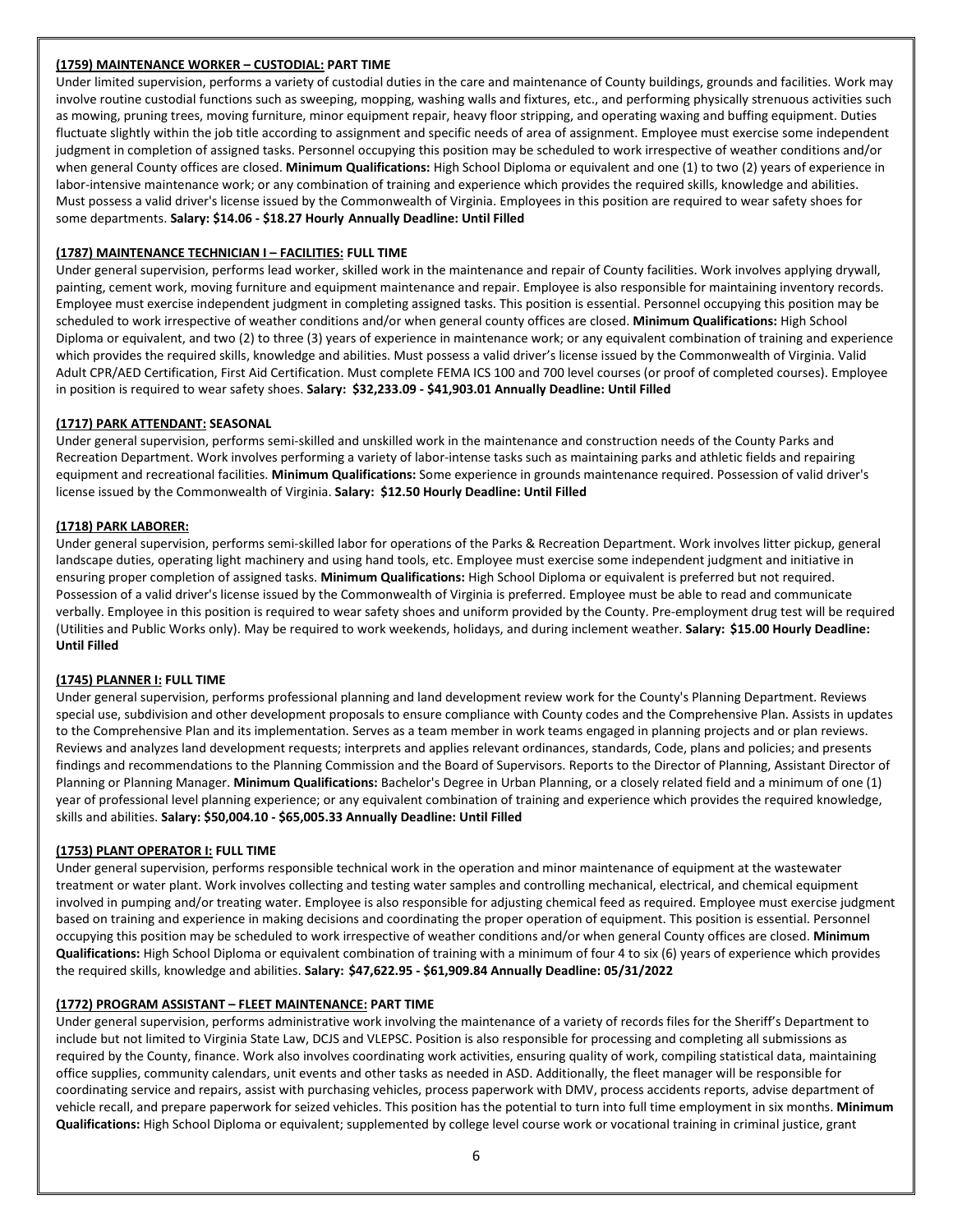**(1759) MAINTENANCE WORKER – CUSTODIAL: PART TIME**

Under limited supervision, performs a variety of custodial duties in the care and maintenance of County buildings, grounds and facilities. Work may involve routine custodial functions such as sweeping, mopping, washing walls and fixtures, etc., and performing physically strenuous activities such as mowing, pruning trees, moving furniture, minor equipment repair, heavy floor stripping, and operating waxing and buffing equipment. Duties fluctuate slightly within the job title according to assignment and specific needs of area of assignment. Employee must exercise some independent judgment in completion of assigned tasks. Personnel occupying this position may be scheduled to work irrespective of weather conditions and/or when general County offices are closed. **Minimum Qualifications:** High School Diploma or equivalent and one (1) to two (2) years of experience in labor-intensive maintenance work; or any combination of training and experience which provides the required skills, knowledge and abilities. Must possess a valid driver's license issued by the Commonwealth of Virginia. Employees in this position are required to wear safety shoes for some departments. **Salary: $14.06 - $18.27 Hourly Annually Deadline: Until Filled**

**(1787) MAINTENANCE TECHNICIAN I – FACILITIES: FULL TIME**

Under general supervision, performs lead worker, skilled work in the maintenance and repair of County facilities. Work involves applying drywall, painting, cement work, moving furniture and equipment maintenance and repair. Employee is also responsible for maintaining inventory records. Employee must exercise independent judgment in completing assigned tasks. This position is essential. Personnel occupying this position may be scheduled to work irrespective of weather conditions and/or when general county offices are closed. **Minimum Qualifications:** High School Diploma or equivalent, and two (2) to three (3) years of experience in maintenance work; or any equivalent combination of training and experience which provides the required skills, knowledge and abilities. Must possess a valid driver's license issued by the Commonwealth of Virginia. Valid Adult CPR/AED Certification, First Aid Certification. Must complete FEMA ICS 100 and 700 level courses (or proof of completed courses). Employee in position is required to wear safety shoes. **Salary: $32,233.09 - $41,903.01 Annually Deadline: Until Filled**

**(1717) PARK ATTENDANT: SEASONAL**

Under general supervision, performs semi-skilled and unskilled work in the maintenance and construction needs of the County Parks and Recreation Department. Work involves performing a variety of labor-intense tasks such as maintaining parks and athletic fields and repairing equipment and recreational facilities. **Minimum Qualifications:** Some experience in grounds maintenance required. Possession of valid driver's license issued by the Commonwealth of Virginia. **Salary: $12.50 Hourly Deadline: Until Filled**

**(1718) PARK LABORER:**

Under general supervision, performs semi-skilled labor for operations of the Parks & Recreation Department. Work involves litter pickup, general landscape duties, operating light machinery and using hand tools, etc. Employee must exercise some independent judgment and initiative in ensuring proper completion of assigned tasks. **Minimum Qualifications:** High School Diploma or equivalent is preferred but not required. Possession of a valid driver's license issued by the Commonwealth of Virginia is preferred. Employee must be able to read and communicate verbally. Employee in this position is required to wear safety shoes and uniform provided by the County. Pre-employment drug test will be required (Utilities and Public Works only). May be required to work weekends, holidays, and during inclement weather. **Salary: $15.00 Hourly Deadline: Until Filled**

**(1745) PLANNER I: FULL TIME**

Under general supervision, performs professional planning and land development review work for the County's Planning Department. Reviews special use, subdivision and other development proposals to ensure compliance with County codes and the Comprehensive Plan. Assists in updates to the Comprehensive Plan and its implementation. Serves as a team member in work teams engaged in planning projects and or plan reviews. Reviews and analyzes land development requests; interprets and applies relevant ordinances, standards, Code, plans and policies; and presents findings and recommendations to the Planning Commission and the Board of Supervisors. Reports to the Director of Planning, Assistant Director of Planning or Planning Manager. **Minimum Qualifications:** Bachelor's Degree in Urban Planning, or a closely related field and a minimum of one (1) year of professional level planning experience; or any equivalent combination of training and experience which provides the required knowledge, skills and abilities. **Salary: $50,004.10 - $65,005.33 Annually Deadline: Until Filled**

**(1753) PLANT OPERATOR I: FULL TIME**

Under general supervision, performs responsible technical work in the operation and minor maintenance of equipment at the wastewater treatment or water plant. Work involves collecting and testing water samples and controlling mechanical, electrical, and chemical equipment involved in pumping and/or treating water. Employee is also responsible for adjusting chemical feed as required. Employee must exercise judgment based on training and experience in making decisions and coordinating the proper operation of equipment. This position is essential. Personnel occupying this position may be scheduled to work irrespective of weather conditions and/or when general County offices are closed. **Minimum Qualifications:** High School Diploma or equivalent combination of training with a minimum of four 4 to six (6) years of experience which provides the required skills, knowledge and abilities. **Salary: $47,622.95 - $61,909.84 Annually Deadline: 05/31/2022**

**(1772) PROGRAM ASSISTANT – FLEET MAINTENANCE: PART TIME**

Under general supervision, performs administrative work involving the maintenance of a variety of records files for the Sheriff's Department to include but not limited to Virginia State Law, DCJS and VLEPSC. Position is also responsible for processing and completing all submissions as required by the County, finance. Work also involves coordinating work activities, ensuring quality of work, compiling statistical data, maintaining office supplies, community calendars, unit events and other tasks as needed in ASD. Additionally, the fleet manager will be responsible for coordinating service and repairs, assist with purchasing vehicles, process paperwork with DMV, process accidents reports, advise department of vehicle recall, and prepare paperwork for seized vehicles. This position has the potential to turn into full time employment in six months. **Minimum Qualifications:** High School Diploma or equivalent; supplemented by college level course work or vocational training in criminal justice, grant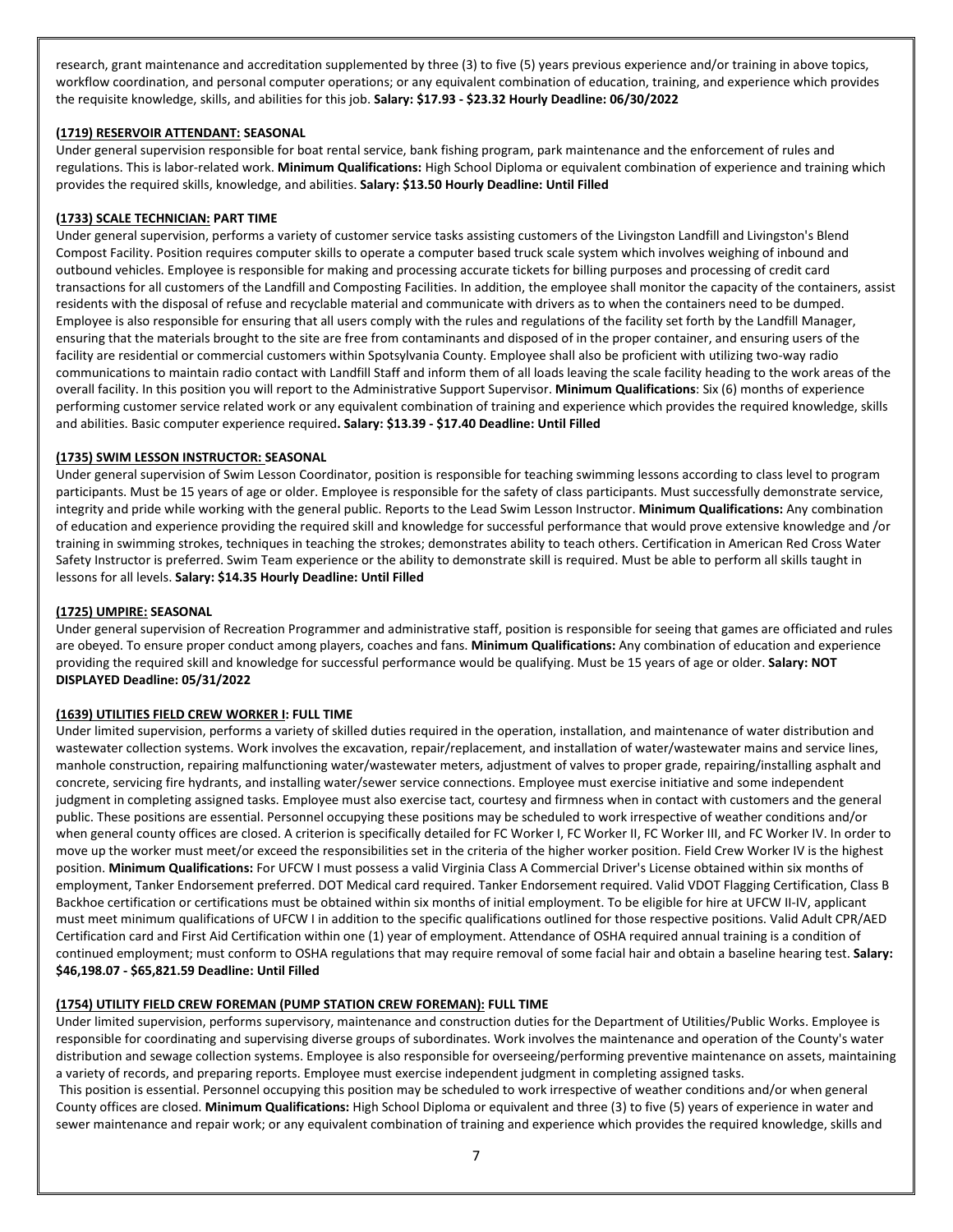research, grant maintenance and accreditation supplemented by three (3) to five (5) years previous experience and/or training in above topics, workflow coordination, and personal computer operations; or any equivalent combination of education, training, and experience which provides the requisite knowledge, skills, and abilities for this job. **Salary: $17.93 - $23.32 Hourly Deadline: 06/30/2022**

**(1719) RESERVOIR ATTENDANT: SEASONAL**

Under general supervision responsible for boat rental service, bank fishing program, park maintenance and the enforcement of rules and regulations. This is labor-related work. **Minimum Qualifications:** High School Diploma or equivalent combination of experience and training which provides the required skills, knowledge, and abilities. **Salary: $13.50 Hourly Deadline: Until Filled**

**(1733) SCALE TECHNICIAN: PART TIME**

Under general supervision, performs a variety of customer service tasks assisting customers of the Livingston Landfill and Livingston's Blend Compost Facility. Position requires computer skills to operate a computer based truck scale system which involves weighing of inbound and outbound vehicles. Employee is responsible for making and processing accurate tickets for billing purposes and processing of credit card transactions for all customers of the Landfill and Composting Facilities. In addition, the employee shall monitor the capacity of the containers, assist residents with the disposal of refuse and recyclable material and communicate with drivers as to when the containers need to be dumped. Employee is also responsible for ensuring that all users comply with the rules and regulations of the facility set forth by the Landfill Manager, ensuring that the materials brought to the site are free from contaminants and disposed of in the proper container, and ensuring users of the facility are residential or commercial customers within Spotsylvania County. Employee shall also be proficient with utilizing two-way radio communications to maintain radio contact with Landfill Staff and inform them of all loads leaving the scale facility heading to the work areas of the overall facility. In this position you will report to the Administrative Support Supervisor. **Minimum Qualifications**: Six (6) months of experience performing customer service related work or any equivalent combination of training and experience which provides the required knowledge, skills and abilities. Basic computer experience required**. Salary: $13.39 - $17.40 Deadline: Until Filled**

**(1735) SWIM LESSON INSTRUCTOR: SEASONAL**

Under general supervision of Swim Lesson Coordinator, position is responsible for teaching swimming lessons according to class level to program participants. Must be 15 years of age or older. Employee is responsible for the safety of class participants. Must successfully demonstrate service, integrity and pride while working with the general public. Reports to the Lead Swim Lesson Instructor. **Minimum Qualifications:** Any combination of education and experience providing the required skill and knowledge for successful performance that would prove extensive knowledge and /or training in swimming strokes, techniques in teaching the strokes; demonstrates ability to teach others. Certification in American Red Cross Water Safety Instructor is preferred. Swim Team experience or the ability to demonstrate skill is required. Must be able to perform all skills taught in lessons for all levels. **Salary: $14.35 Hourly Deadline: Until Filled**

**(1725) UMPIRE: SEASONAL**

Under general supervision of Recreation Programmer and administrative staff, position is responsible for seeing that games are officiated and rules are obeyed. To ensure proper conduct among players, coaches and fans. **Minimum Qualifications:** Any combination of education and experience providing the required skill and knowledge for successful performance would be qualifying. Must be 15 years of age or older. **Salary: NOT DISPLAYED Deadline: 05/31/2022**

**(1639) UTILITIES FIELD CREW WORKER I: FULL TIME**

Under limited supervision, performs a variety of skilled duties required in the operation, installation, and maintenance of water distribution and wastewater collection systems. Work involves the excavation, repair/replacement, and installation of water/wastewater mains and service lines, manhole construction, repairing malfunctioning water/wastewater meters, adjustment of valves to proper grade, repairing/installing asphalt and concrete, servicing fire hydrants, and installing water/sewer service connections. Employee must exercise initiative and some independent judgment in completing assigned tasks. Employee must also exercise tact, courtesy and firmness when in contact with customers and the general public. These positions are essential. Personnel occupying these positions may be scheduled to work irrespective of weather conditions and/or when general county offices are closed. A criterion is specifically detailed for FC Worker I, FC Worker II, FC Worker III, and FC Worker IV. In order to move up the worker must meet/exceed the responsibilities set in the criteria of the higher worker position. Field Crew Worker IV is the highest position. **Minimum Qualifications:** For UFCW I must possess a valid Virginia Class A Commercial Driver's License obtained within six months of employment, Tanker Endorsement preferred. DOT Medical card required. Tanker Endorsement required. Valid VDOT Flagging Certification, Class B Backhoe certification or certifications must be obtained within six months of initial employment. To be eligible for hire at UFCW II-IV, applicant must meet minimum qualifications of UFCW I in addition to the specific qualifications outlined for those respective positions. Valid Adult CPR/AED Certification card and First Aid Certification within one (1) year of employment. Attendance of OSHA required annual training is a condition of continued employment; must conform to OSHA regulations that may require removal of some facial hair and obtain a baseline hearing test. **Salary: $46,198.07 - $65,821.59 Deadline: Until Filled**

**(1754) UTILITY FIELD CREW FOREMAN (PUMP STATION CREW FOREMAN): FULL TIME**

Under limited supervision, performs supervisory, maintenance and construction duties for the Department of Utilities/Public Works. Employee is responsible for coordinating and supervising diverse groups of subordinates. Work involves the maintenance and operation of the County's water distribution and sewage collection systems. Employee is also responsible for overseeing/performing preventive maintenance on assets, maintaining a variety of records, and preparing reports. Employee must exercise independent judgment in completing assigned tasks.

This position is essential. Personnel occupying this position may be scheduled to work irrespective of weather conditions and/or when general County offices are closed. **Minimum Qualifications:** High School Diploma or equivalent and three (3) to five (5) years of experience in water and sewer maintenance and repair work; or any equivalent combination of training and experience which provides the required knowledge, skills and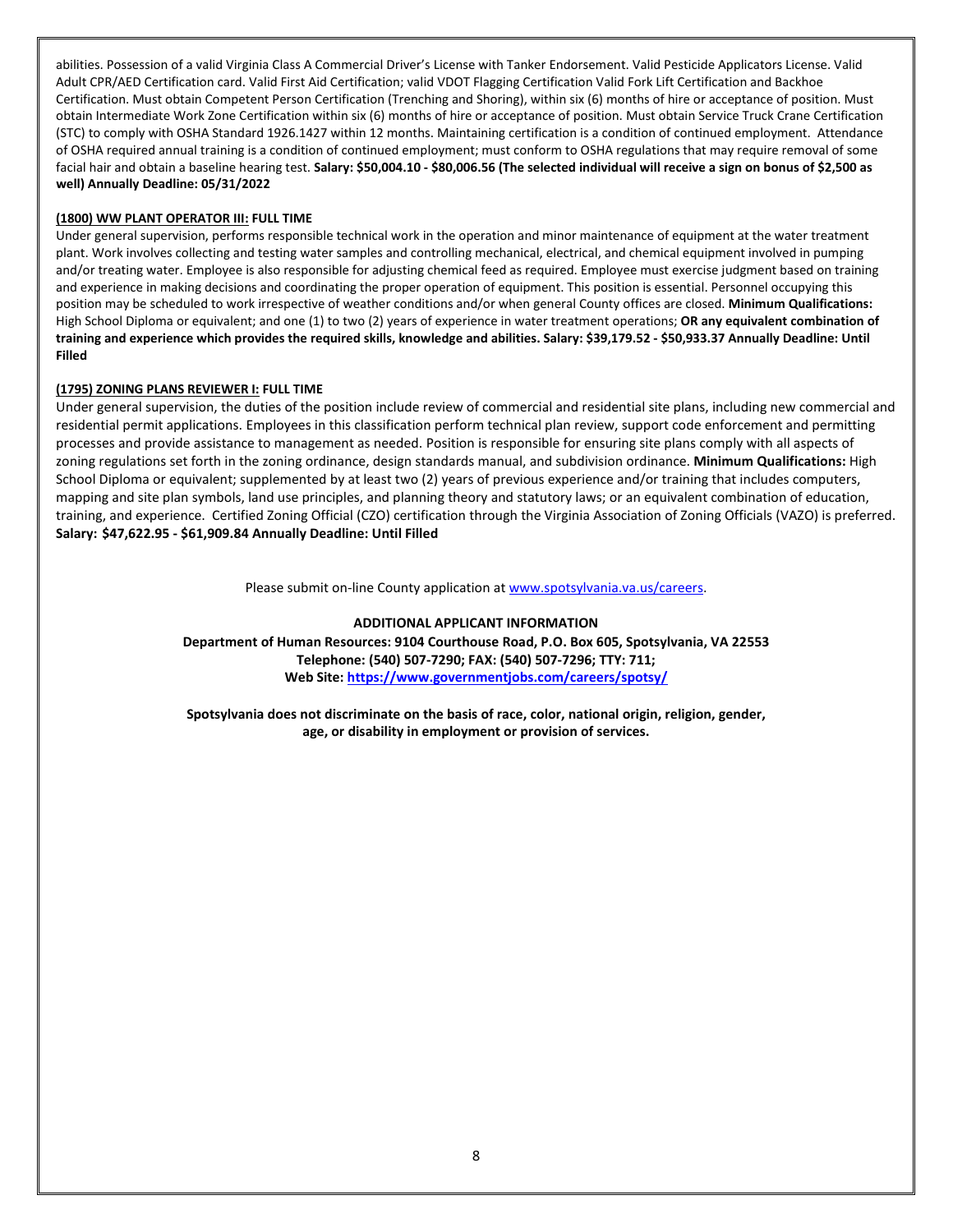abilities. Possession of a valid Virginia Class A Commercial Driver's License with Tanker Endorsement. Valid Pesticide Applicators License. Valid Adult CPR/AED Certification card. Valid First Aid Certification; valid VDOT Flagging Certification Valid Fork Lift Certification and Backhoe Certification. Must obtain Competent Person Certification (Trenching and Shoring), within six (6) months of hire or acceptance of position. Must obtain Intermediate Work Zone Certification within six (6) months of hire or acceptance of position. Must obtain Service Truck Crane Certification (STC) to comply with OSHA Standard 1926.1427 within 12 months. Maintaining certification is a condition of continued employment. Attendance of OSHA required annual training is a condition of continued employment; must conform to OSHA regulations that may require removal of some facial hair and obtain a baseline hearing test. **Salary: $50,004.10 - $80,006.56 (The selected individual will receive a sign on bonus of $2,500 as well) Annually Deadline: 05/31/2022**

**(1800) WW PLANT OPERATOR III: FULL TIME**

Under general supervision, performs responsible technical work in the operation and minor maintenance of equipment at the water treatment plant. Work involves collecting and testing water samples and controlling mechanical, electrical, and chemical equipment involved in pumping and/or treating water. Employee is also responsible for adjusting chemical feed as required. Employee must exercise judgment based on training and experience in making decisions and coordinating the proper operation of equipment. This position is essential. Personnel occupying this position may be scheduled to work irrespective of weather conditions and/or when general County offices are closed. **Minimum Qualifications:** High School Diploma or equivalent; and one (1) to two (2) years of experience in water treatment operations; **OR any equivalent combination of training and experience which provides the required skills, knowledge and abilities. Salary: $39,179.52 - $50,933.37 Annually Deadline: Until Filled**

**(1795) ZONING PLANS REVIEWER I: FULL TIME**

Under general supervision, the duties of the position include review of commercial and residential site plans, including new commercial and residential permit applications. Employees in this classification perform technical plan review, support code enforcement and permitting processes and provide assistance to management as needed. Position is responsible for ensuring site plans comply with all aspects of zoning regulations set forth in the zoning ordinance, design standards manual, and subdivision ordinance. **Minimum Qualifications:** High School Diploma or equivalent; supplemented by at least two (2) years of previous experience and/or training that includes computers, mapping and site plan symbols, land use principles, and planning theory and statutory laws; or an equivalent combination of education, training, and experience. Certified Zoning Official (CZO) certification through the Virginia Association of Zoning Officials (VAZO) is preferred. **Salary: $47,622.95 - $61,909.84 Annually Deadline: Until Filled**

Please submit on-line County application at www.spotsylvania.va.us/careers.

**ADDITIONAL APPLICANT INFORMATION**
**Department of Human Resources: 9104 Courthouse Road, P.O. Box 605, Spotsylvania, VA 22553**
**Telephone: (540) 507-7290; FAX: (540) 507-7296; TTY: 711;**
**Web Site: https://www.governmentjobs.com/careers/spotsy/**

**Spotsylvania does not discriminate on the basis of race, color, national origin, religion, gender, age, or disability in employment or provision of services.**